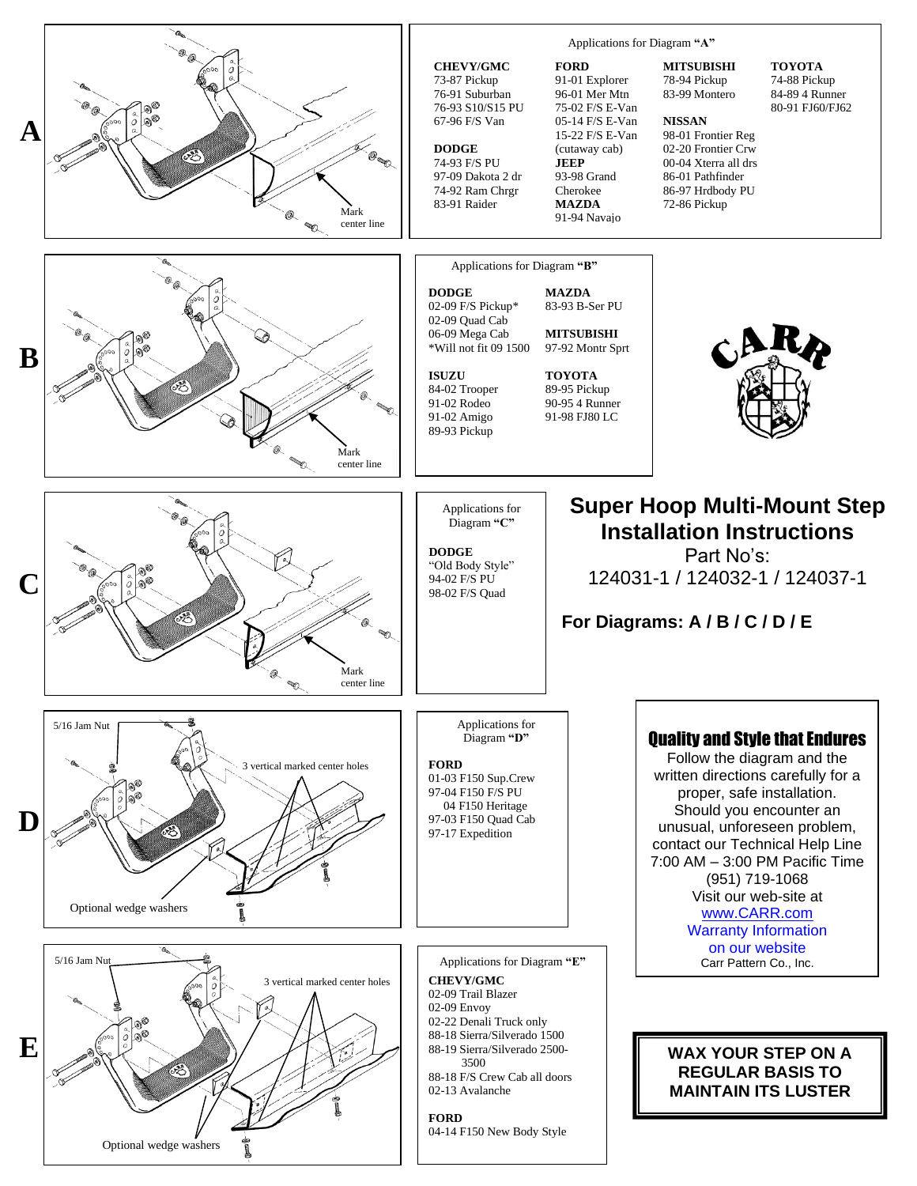# Super Hoop Multi-Mount Step Installation Instructions

Part No's:
124031-1 / 124032-1 / 124037-1

**For Diagrams: A / B / C / D / E**

## A

Mark center line

Applications for Diagram **"A"**

**CHEVY/GMC**
73-87 Pickup
76-91 Suburban
76-93 S10/S15 PU
67-96 F/S Van

**DODGE**
74-93 F/S PU
97-09 Dakota 2 dr
74-92 Ram Chrgr
83-91 Raider

**FORD**
91-01 Explorer
96-01 Mer Mtn
75-02 F/S E-Van
05-14 F/S E-Van
15-22 F/S E-Van (cutaway cab)

**JEEP**
93-98 Grand Cherokee

**MAZDA**
91-94 Navajo

**MITSUBISHI**
78-94 Pickup
83-99 Montero

**NISSAN**
98-01 Frontier Reg
02-20 Frontier Crw
00-04 Xterra all drs
86-01 Pathfinder
86-97 Hrdbody PU
72-86 Pickup

**TOYOTA**
74-88 Pickup
84-89 4 Runner
80-91 FJ60/FJ62

## B

Mark center line

Applications for Diagram **"B"**

**DODGE**
02-09 F/S Pickup*
02-09 Quad Cab
06-09 Mega Cab
*Will not fit 09 1500

**ISUZU**
84-02 Trooper
91-02 Rodeo
91-02 Amigo
89-93 Pickup

**MAZDA**
83-93 B-Ser PU

**MITSUBISHI**
97-92 Montr Sprt

**TOYOTA**
89-95 Pickup
90-95 4 Runner
91-98 FJ80 LC

CARR

## C

Mark center line

Applications for Diagram **"C"**

**DODGE**
"Old Body Style"
94-02 F/S PU
98-02 F/S Quad

## D

5/16 Jam Nut

3 vertical marked center holes

Optional wedge washers

Applications for Diagram **"D"**

**FORD**
01-03 F150 Sup.Crew
97-04 F150 F/S PU
04 F150 Heritage
97-03 F150 Quad Cab
97-17 Expedition

## E

5/16 Jam Nut

3 vertical marked center holes

Optional wedge washers

Applications for Diagram **"E"**

**CHEVY/GMC**
02-09 Trail Blazer
02-09 Envoy
02-22 Denali Truck only
88-18 Sierra/Silverado 1500
88-19 Sierra/Silverado 2500-3500
88-18 F/S Crew Cab all doors
02-13 Avalanche

**FORD**
04-14 F150 New Body Style

## Quality and Style that Endures

Follow the diagram and the written directions carefully for a proper, safe installation. Should you encounter an unusual, unforeseen problem, contact our Technical Help Line 7:00 AM – 3:00 PM Pacific Time (951) 719-1068
Visit our web-site at www.CARR.com
Warranty Information on our website
Carr Pattern Co., Inc.

**WAX YOUR STEP ON A REGULAR BASIS TO MAINTAIN ITS LUSTER**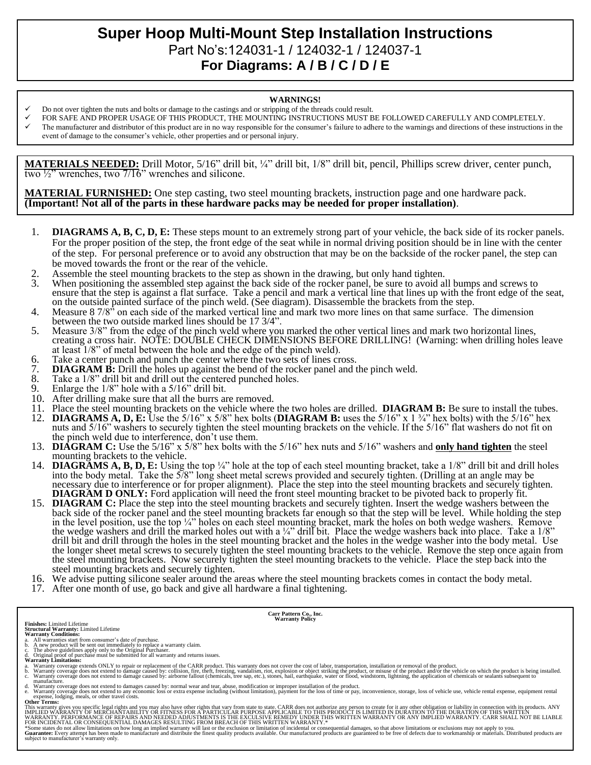# Super Hoop Multi-Mount Step Installation Instructions

Part No's:124031-1 / 124032-1 / 124037-1

**For Diagrams: A / B / C / D / E**

**WARNINGS!**

- ✓ Do not over tighten the nuts and bolts or damage to the castings and or stripping of the threads could result.
- ✓ FOR SAFE AND PROPER USAGE OF THIS PRODUCT, THE MOUNTING INSTRUCTIONS MUST BE FOLLOWED CAREFULLY AND COMPLETELY.
- ✓ The manufacturer and distributor of this product are in no way responsible for the consumer's failure to adhere to the warnings and directions of these instructions in the event of damage to the consumer's vehicle, other properties and or personal injury.

**MATERIALS NEEDED:** Drill Motor, 5/16" drill bit, ¼" drill bit, 1/8" drill bit, pencil, Phillips screw driver, center punch, two ½" wrenches, two 7/16" wrenches and silicone.

**MATERIAL FURNISHED:** One step casting, two steel mounting brackets, instruction page and one hardware pack. **(Important! Not all of the parts in these hardware packs may be needed for proper installation)**.

1. **DIAGRAMS A, B, C, D, E:** These steps mount to an extremely strong part of your vehicle, the back side of its rocker panels. For the proper position of the step, the front edge of the seat while in normal driving position should be in line with the center of the step. For personal preference or to avoid any obstruction that may be on the backside of the rocker panel, the step can be moved towards the front or the rear of the vehicle.
2. Assemble the steel mounting brackets to the step as shown in the drawing, but only hand tighten.
3. When positioning the assembled step against the back side of the rocker panel, be sure to avoid all bumps and screws to ensure that the step is against a flat surface. Take a pencil and mark a vertical line that lines up with the front edge of the seat, on the outside painted surface of the pinch weld. (See diagram). Disassemble the brackets from the step.
4. Measure 8 7/8" on each side of the marked vertical line and mark two more lines on that same surface. The dimension between the two outside marked lines should be 17 3/4".
5. Measure 3/8" from the edge of the pinch weld where you marked the other vertical lines and mark two horizontal lines, creating a cross hair. NOTE: DOUBLE CHECK DIMENSIONS BEFORE DRILLING! (Warning: when drilling holes leave at least 1/8" of metal between the hole and the edge of the pinch weld).
6. Take a center punch and punch the center where the two sets of lines cross.
7. **DIAGRAM B:** Drill the holes up against the bend of the rocker panel and the pinch weld.
8. Take a 1/8" drill bit and drill out the centered punched holes.
9. Enlarge the 1/8" hole with a 5/16" drill bit.
10. After drilling make sure that all the burrs are removed.
11. Place the steel mounting brackets on the vehicle where the two holes are drilled. **DIAGRAM B:** Be sure to install the tubes.
12. **DIAGRAMS A, D, E:** Use the 5/16" x 5/8" hex bolts (**DIAGRAM B:** uses the 5/16" x 1 ¾" hex bolts) with the 5/16" hex nuts and 5/16" washers to securely tighten the steel mounting brackets on the vehicle. If the 5/16" flat washers do not fit on the pinch weld due to interference, don't use them.
13. **DIAGRAM C:** Use the 5/16" x 5/8" hex bolts with the 5/16" hex nuts and 5/16" washers and **only hand tighten** the steel mounting brackets to the vehicle.
14. **DIAGRAMS A, B, D, E:** Using the top ¼" hole at the top of each steel mounting bracket, take a 1/8" drill bit and drill holes into the body metal. Take the 5/8" long sheet metal screws provided and securely tighten. (Drilling at an angle may be necessary due to interference or for proper alignment). Place the step into the steel mounting brackets and securely tighten. **DIAGRAM D ONLY:** Ford application will need the front steel mounting bracket to be pivoted back to properly fit.
15. **DIAGRAM C:** Place the step into the steel mounting brackets and securely tighten. Insert the wedge washers between the back side of the rocker panel and the steel mounting brackets far enough so that the step will be level. While holding the step in the level position, use the top ¼" holes on each steel mounting bracket, mark the holes on both wedge washers. Remove the wedge washers and drill the marked holes out with a ¼" drill bit. Place the wedge washers back into place. Take a 1/8" drill bit and drill through the holes in the steel mounting bracket and the holes in the wedge washer into the body metal. Use the longer sheet metal screws to securely tighten the steel mounting brackets to the vehicle. Remove the step once again from the steel mounting brackets. Now securely tighten the steel mounting brackets to the vehicle. Place the step back into the steel mounting brackets and securely tighten.
16. We advise putting silicone sealer around the areas where the steel mounting brackets comes in contact the body metal.
17. After one month of use, go back and give all hardware a final tightening.

**Carr Pattern Co., Inc.**
**Warranty Policy**

**Finishes:** Limited Lifetime
**Structural Warranty:** Limited Lifetime
**Warranty Conditions:**

a. All warranties start from consumer's date of purchase.
b. A new product will be sent out immediately to replace a warranty claim.
c. The above guidelines apply only to the Original Purchaser.
d. Original proof of purchase must be submitted for all warranty and returns issues.

**Warranty Limitations:**

a. Warranty coverage extends ONLY to repair or replacement of the CARR product. This warranty does not cover the cost of labor, transportation, installation or removal of the product.
b. Warranty coverage does not extend to damage caused by: collision, fire, theft, freezing, vandalism, riot, explosion or object striking the product, or misuse of the product and/or the vehicle on which the product is being installed.
c. Warranty coverage does not extend to damage caused by: airborne fallout (chemicals, tree sap, etc.), stones, hail, earthquake, water or flood, windstorm, lightning, the application of chemicals or sealants subsequent to manufacture.
d. Warranty coverage does not extend to damages caused by: normal wear and tear, abuse, modification or improper installation of the product.
e. Warranty coverage does not extend to any economic loss or extra expense including (without limitation), payment for the loss of time or pay, inconvenience, storage, loss of vehicle use, vehicle rental expense, equipment rental expense, lodging, meals, or other travel costs.

**Other Terms:**
This warranty gives you specific legal rights and you may also have other rights that vary from state to state. CARR does not authorize any person to create for it any other obligation or liability in connection with its products. ANY IMPLIED WARRANTY OF MERCHANTABILITY OR FITNESS FOR A PARTICULAR PURPOSE APPLICABLE TO THIS PRODUCT IS LIMITED IN DURATION TO THE DURATION OF THIS WRITTEN WARRANTY. PERFORMANCE OF REPAIRS AND NEEDED ADJUSTMENTS IS THE EXCULSIVE REMEDY UNDER THIS WRITTEN WARRANTY OR ANY IMPLIED WARRANTY. CARR SHALL NOT BE LIABLE FOR INCIDENTAL OR CONSEQUENTIAL DAMAGES RESULTING FROM BREACH OF THIS WRITTEN WARRANTY.*
*Some states do not allow limitations on how long an implied warranty will last or the exclusion or limitation of incidental or consequential damages, so that above limitations or exclusions may not apply to you.
**Guarantee:** Every attempt has been made to manufacture and distribute the finest quality products available. Our manufactured products are guaranteed to be free of defects due to workmanship or materials. Distributed products are subject to manufacturer's warranty only.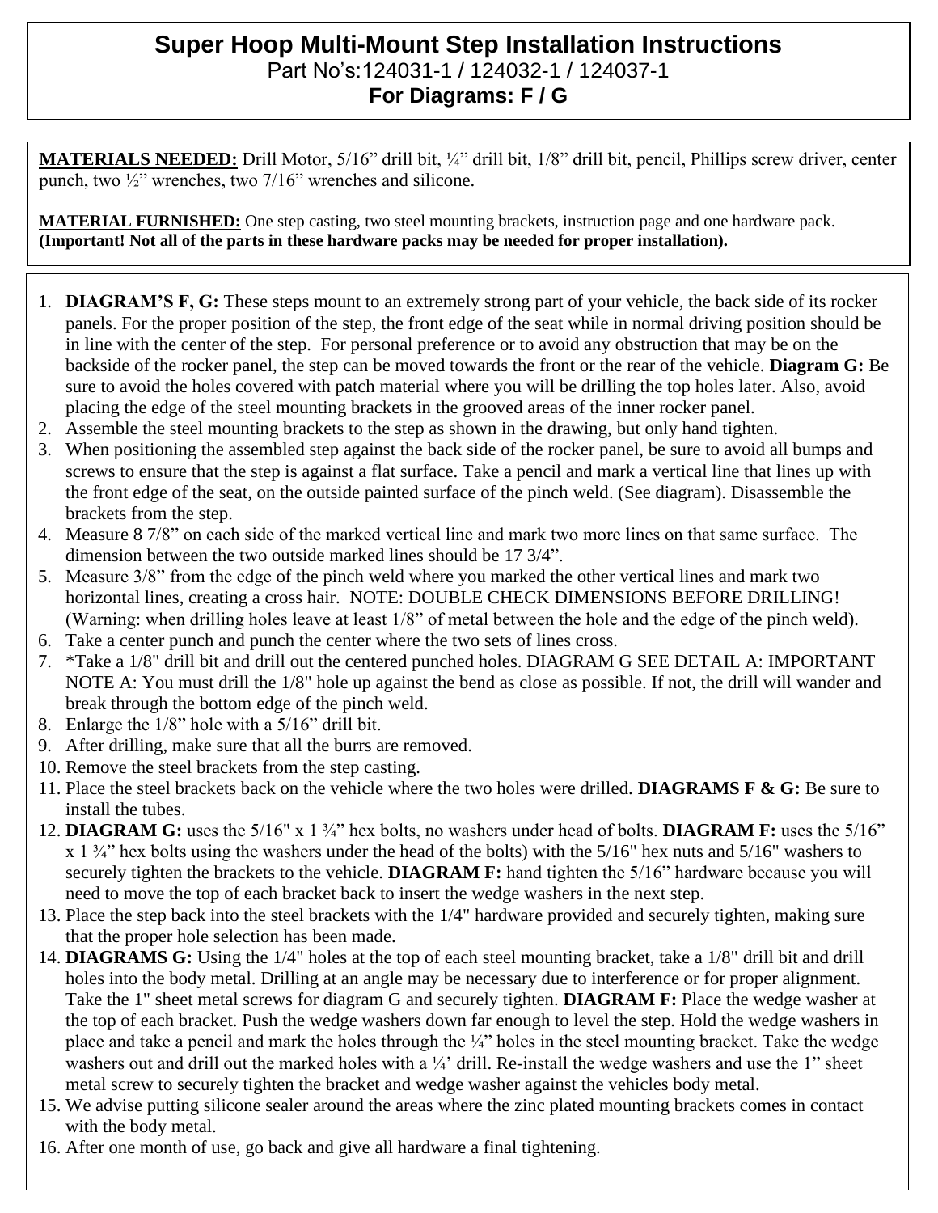# Super Hoop Multi-Mount Step Installation Instructions

Part No's:124031-1 / 124032-1 / 124037-1

**For Diagrams: F / G**

**MATERIALS NEEDED:** Drill Motor, 5/16" drill bit, ¼" drill bit, 1/8" drill bit, pencil, Phillips screw driver, center punch, two ½" wrenches, two 7/16" wrenches and silicone.

**MATERIAL FURNISHED:** One step casting, two steel mounting brackets, instruction page and one hardware pack. **(Important! Not all of the parts in these hardware packs may be needed for proper installation).**

1. **DIAGRAM'S F, G:** These steps mount to an extremely strong part of your vehicle, the back side of its rocker panels. For the proper position of the step, the front edge of the seat while in normal driving position should be in line with the center of the step. For personal preference or to avoid any obstruction that may be on the backside of the rocker panel, the step can be moved towards the front or the rear of the vehicle. **Diagram G:** Be sure to avoid the holes covered with patch material where you will be drilling the top holes later. Also, avoid placing the edge of the steel mounting brackets in the grooved areas of the inner rocker panel.
2. Assemble the steel mounting brackets to the step as shown in the drawing, but only hand tighten.
3. When positioning the assembled step against the back side of the rocker panel, be sure to avoid all bumps and screws to ensure that the step is against a flat surface. Take a pencil and mark a vertical line that lines up with the front edge of the seat, on the outside painted surface of the pinch weld. (See diagram). Disassemble the brackets from the step.
4. Measure 8 7/8" on each side of the marked vertical line and mark two more lines on that same surface. The dimension between the two outside marked lines should be 17 3/4".
5. Measure 3/8" from the edge of the pinch weld where you marked the other vertical lines and mark two horizontal lines, creating a cross hair. NOTE: DOUBLE CHECK DIMENSIONS BEFORE DRILLING! (Warning: when drilling holes leave at least 1/8" of metal between the hole and the edge of the pinch weld).
6. Take a center punch and punch the center where the two sets of lines cross.
7. *Take a 1/8" drill bit and drill out the centered punched holes. DIAGRAM G SEE DETAIL A: IMPORTANT NOTE A: You must drill the 1/8" hole up against the bend as close as possible. If not, the drill will wander and break through the bottom edge of the pinch weld.
8. Enlarge the 1/8" hole with a 5/16" drill bit.
9. After drilling, make sure that all the burrs are removed.
10. Remove the steel brackets from the step casting.
11. Place the steel brackets back on the vehicle where the two holes were drilled. **DIAGRAMS F & G:** Be sure to install the tubes.
12. **DIAGRAM G:** uses the 5/16" x 1 ¾" hex bolts, no washers under head of bolts. **DIAGRAM F:** uses the 5/16" x 1 ¾" hex bolts using the washers under the head of the bolts) with the 5/16" hex nuts and 5/16" washers to securely tighten the brackets to the vehicle. **DIAGRAM F:** hand tighten the 5/16" hardware because you will need to move the top of each bracket back to insert the wedge washers in the next step.
13. Place the step back into the steel brackets with the 1/4" hardware provided and securely tighten, making sure that the proper hole selection has been made.
14. **DIAGRAMS G:** Using the 1/4" holes at the top of each steel mounting bracket, take a 1/8" drill bit and drill holes into the body metal. Drilling at an angle may be necessary due to interference or for proper alignment. Take the 1" sheet metal screws for diagram G and securely tighten. **DIAGRAM F:** Place the wedge washer at the top of each bracket. Push the wedge washers down far enough to level the step. Hold the wedge washers in place and take a pencil and mark the holes through the ¼" holes in the steel mounting bracket. Take the wedge washers out and drill out the marked holes with a ¼' drill. Re-install the wedge washers and use the 1" sheet metal screw to securely tighten the bracket and wedge washer against the vehicles body metal.
15. We advise putting silicone sealer around the areas where the zinc plated mounting brackets comes in contact with the body metal.
16. After one month of use, go back and give all hardware a final tightening.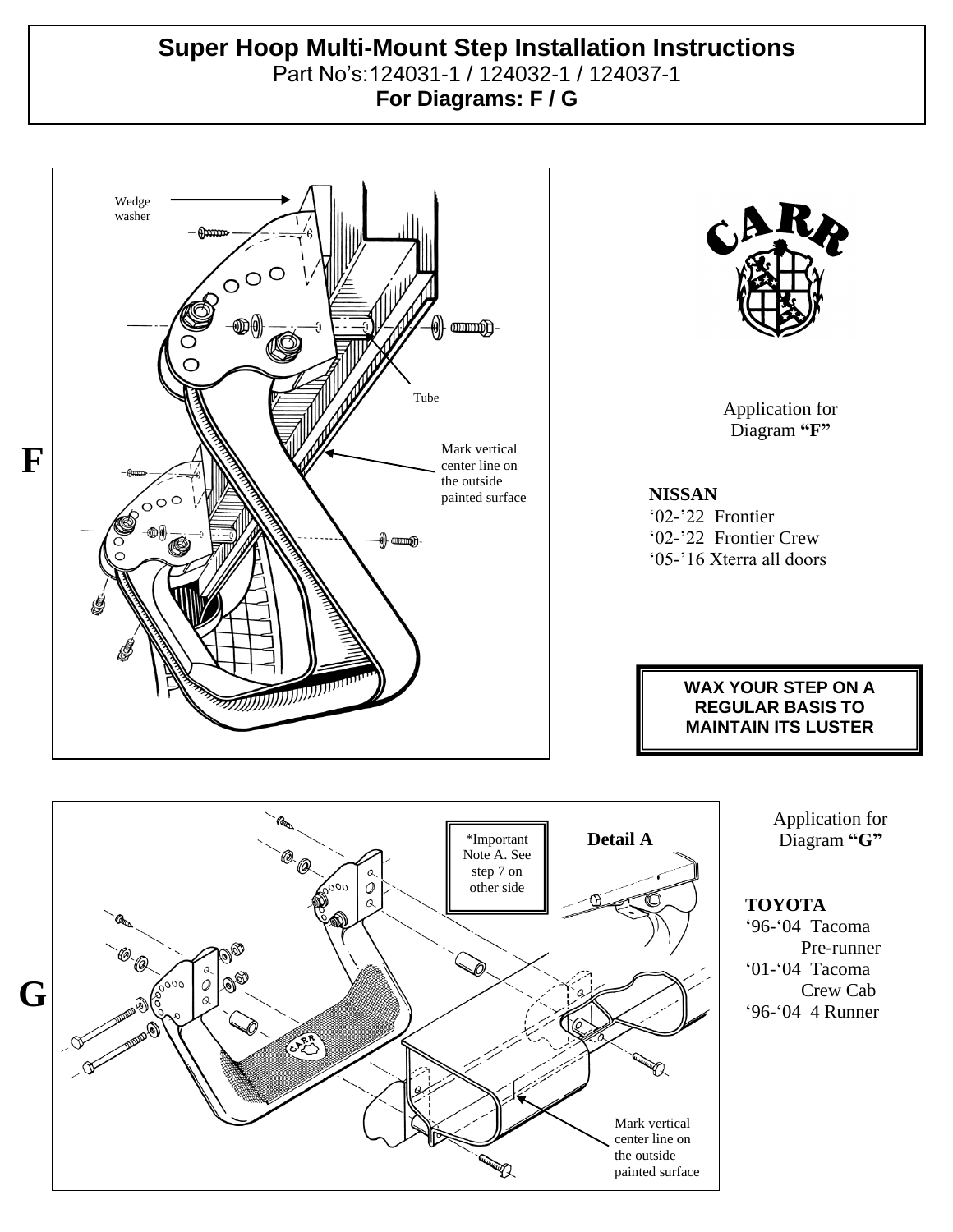# Super Hoop Multi-Mount Step Installation Instructions

Part No's:124031-1 / 124032-1 / 124037-1

**For Diagrams: F / G**

**F**

Wedge washer

Tube

Mark vertical center line on the outside painted surface

Application for Diagram **"F"**

**NISSAN**

'02-'22 Frontier

'02-'22 Frontier Crew

'05-'16 Xterra all doors

**WAX YOUR STEP ON A REGULAR BASIS TO MAINTAIN ITS LUSTER**

**G**

*Important Note A. See step 7 on other side

**Detail A**

Mark vertical center line on the outside painted surface

Application for Diagram **"G"**

**TOYOTA**

'96-'04 Tacoma Pre-runner

'01-'04 Tacoma Crew Cab

'96-'04 4 Runner